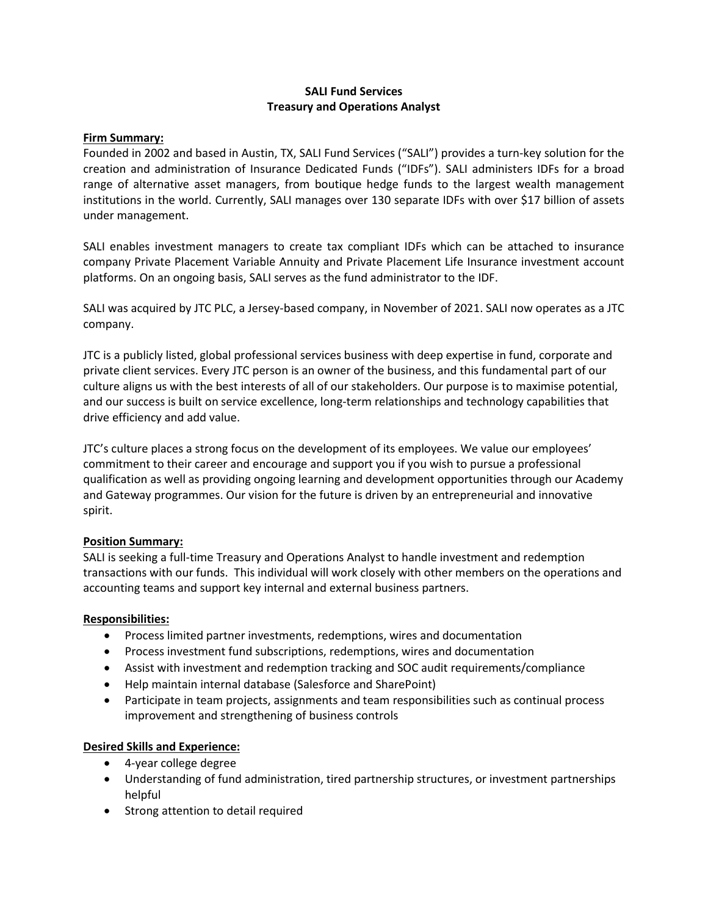# SALI Fund Services
## Treasury and Operations Analyst

**Firm Summary:**

Founded in 2002 and based in Austin, TX, SALI Fund Services ("SALI") provides a turn-key solution for the creation and administration of Insurance Dedicated Funds ("IDFs"). SALI administers IDFs for a broad range of alternative asset managers, from boutique hedge funds to the largest wealth management institutions in the world. Currently, SALI manages over 130 separate IDFs with over $17 billion of assets under management.

SALI enables investment managers to create tax compliant IDFs which can be attached to insurance company Private Placement Variable Annuity and Private Placement Life Insurance investment account platforms. On an ongoing basis, SALI serves as the fund administrator to the IDF.

SALI was acquired by JTC PLC, a Jersey-based company, in November of 2021. SALI now operates as a JTC company.

JTC is a publicly listed, global professional services business with deep expertise in fund, corporate and private client services. Every JTC person is an owner of the business, and this fundamental part of our culture aligns us with the best interests of all of our stakeholders. Our purpose is to maximise potential, and our success is built on service excellence, long-term relationships and technology capabilities that drive efficiency and add value.

JTC's culture places a strong focus on the development of its employees. We value our employees' commitment to their career and encourage and support you if you wish to pursue a professional qualification as well as providing ongoing learning and development opportunities through our Academy and Gateway programmes. Our vision for the future is driven by an entrepreneurial and innovative spirit.

**Position Summary:**

SALI is seeking a full-time Treasury and Operations Analyst to handle investment and redemption transactions with our funds. This individual will work closely with other members on the operations and accounting teams and support key internal and external business partners.

**Responsibilities:**

- Process limited partner investments, redemptions, wires and documentation
- Process investment fund subscriptions, redemptions, wires and documentation
- Assist with investment and redemption tracking and SOC audit requirements/compliance
- Help maintain internal database (Salesforce and SharePoint)
- Participate in team projects, assignments and team responsibilities such as continual process improvement and strengthening of business controls

**Desired Skills and Experience:**

- 4-year college degree
- Understanding of fund administration, tired partnership structures, or investment partnerships helpful
- Strong attention to detail required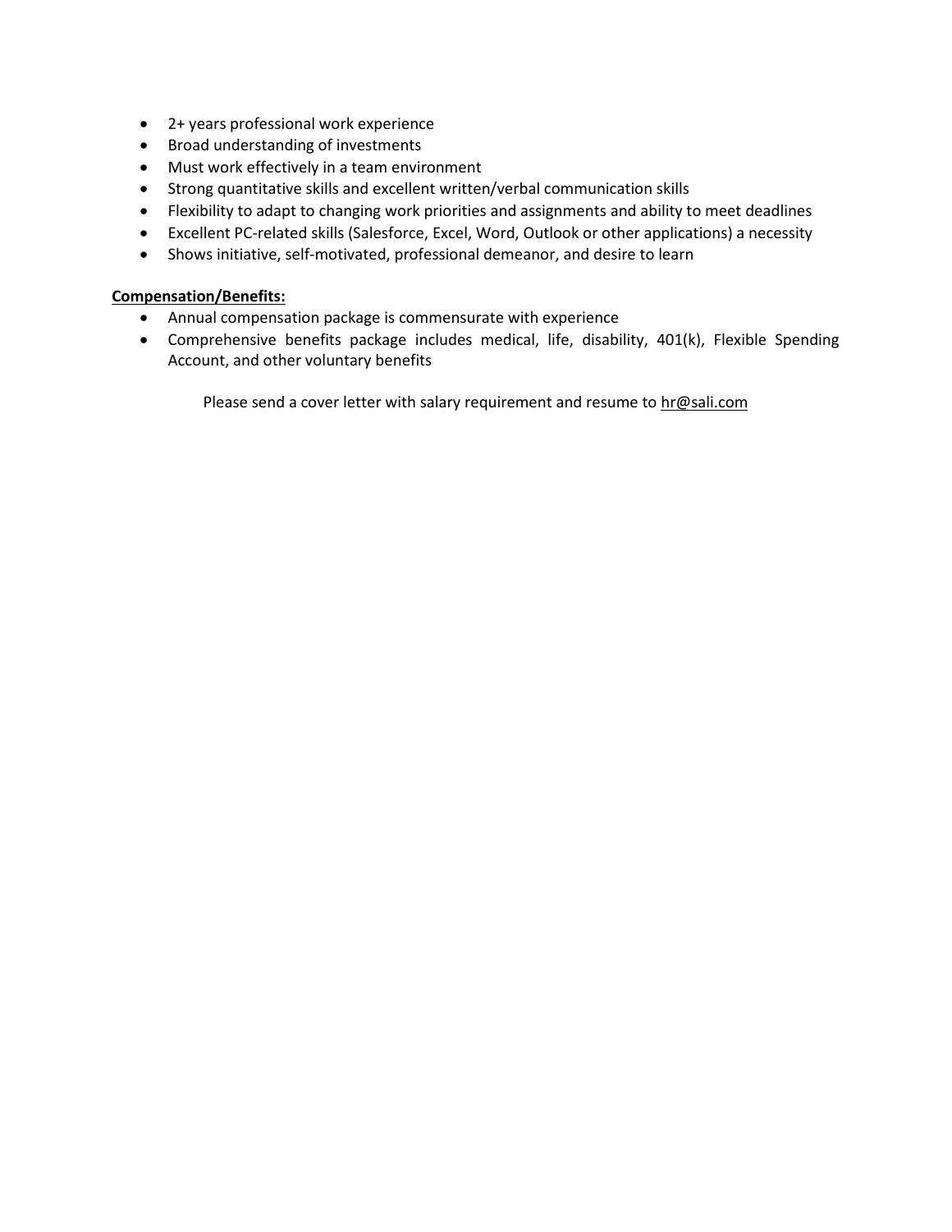- 2+ years professional work experience
- Broad understanding of investments
- Must work effectively in a team environment
- Strong quantitative skills and excellent written/verbal communication skills
- Flexibility to adapt to changing work priorities and assignments and ability to meet deadlines
- Excellent PC-related skills (Salesforce, Excel, Word, Outlook or other applications) a necessity
- Shows initiative, self-motivated, professional demeanor, and desire to learn

**Compensation/Benefits:**

- Annual compensation package is commensurate with experience
- Comprehensive benefits package includes medical, life, disability, 401(k), Flexible Spending Account, and other voluntary benefits

Please send a cover letter with salary requirement and resume to hr@sali.com